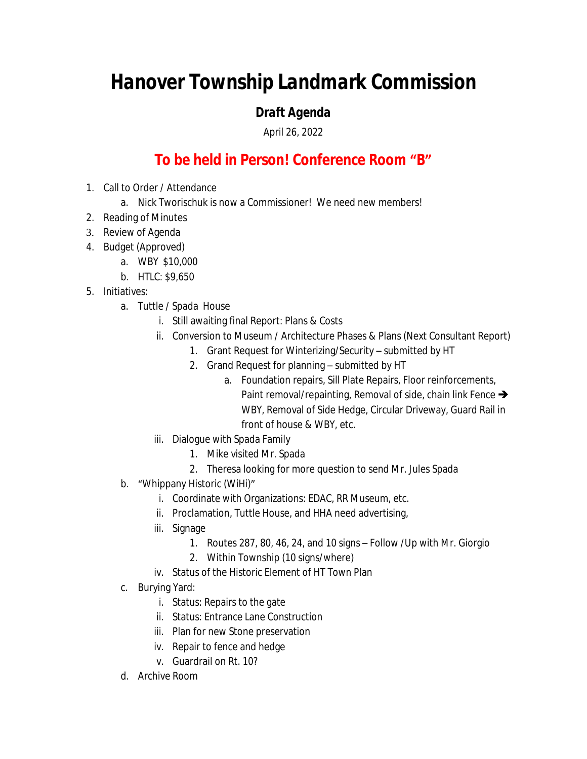# Hanover Township Landmark Commission

## Draft Agenda

April 26, 2022

## To be held in Person! Conference Room "B"

1. Call to Order / Attendance
    a. Nick Tworischuk is now a Commissioner! We need new members!
2. Reading of Minutes
3. Review of Agenda
4. Budget (Approved)
    a. WBY $10,000
    b. HTLC: $9,650
5. Initiatives:
    a. Tuttle / Spada House
        i. Still awaiting final Report: Plans & Costs
        ii. Conversion to Museum / Architecture Phases & Plans (Next Consultant Report)
            1. Grant Request for Winterizing/Security – submitted by HT
            2. Grand Request for planning – submitted by HT
                a. Foundation repairs, Sill Plate Repairs, Floor reinforcements, Paint removal/repainting, Removal of side, chain link Fence ➔ WBY, Removal of Side Hedge, Circular Driveway, Guard Rail in front of house & WBY, etc.
        iii. Dialogue with Spada Family
            1. Mike visited Mr. Spada
            2. Theresa looking for more question to send Mr. Jules Spada
    b. "Whippany Historic (WiHi)"
        i. Coordinate with Organizations: EDAC, RR Museum, etc.
        ii. Proclamation, Tuttle House, and HHA need advertising,
        iii. Signage
            1. Routes 287, 80, 46, 24, and 10 signs – Follow /Up with Mr. Giorgio
            2. Within Township (10 signs/where)
        iv. Status of the Historic Element of HT Town Plan
    c. Burying Yard:
        i. Status: Repairs to the gate
        ii. Status: Entrance Lane Construction
        iii. Plan for new Stone preservation
        iv. Repair to fence and hedge
        v. Guardrail on Rt. 10?
    d. Archive Room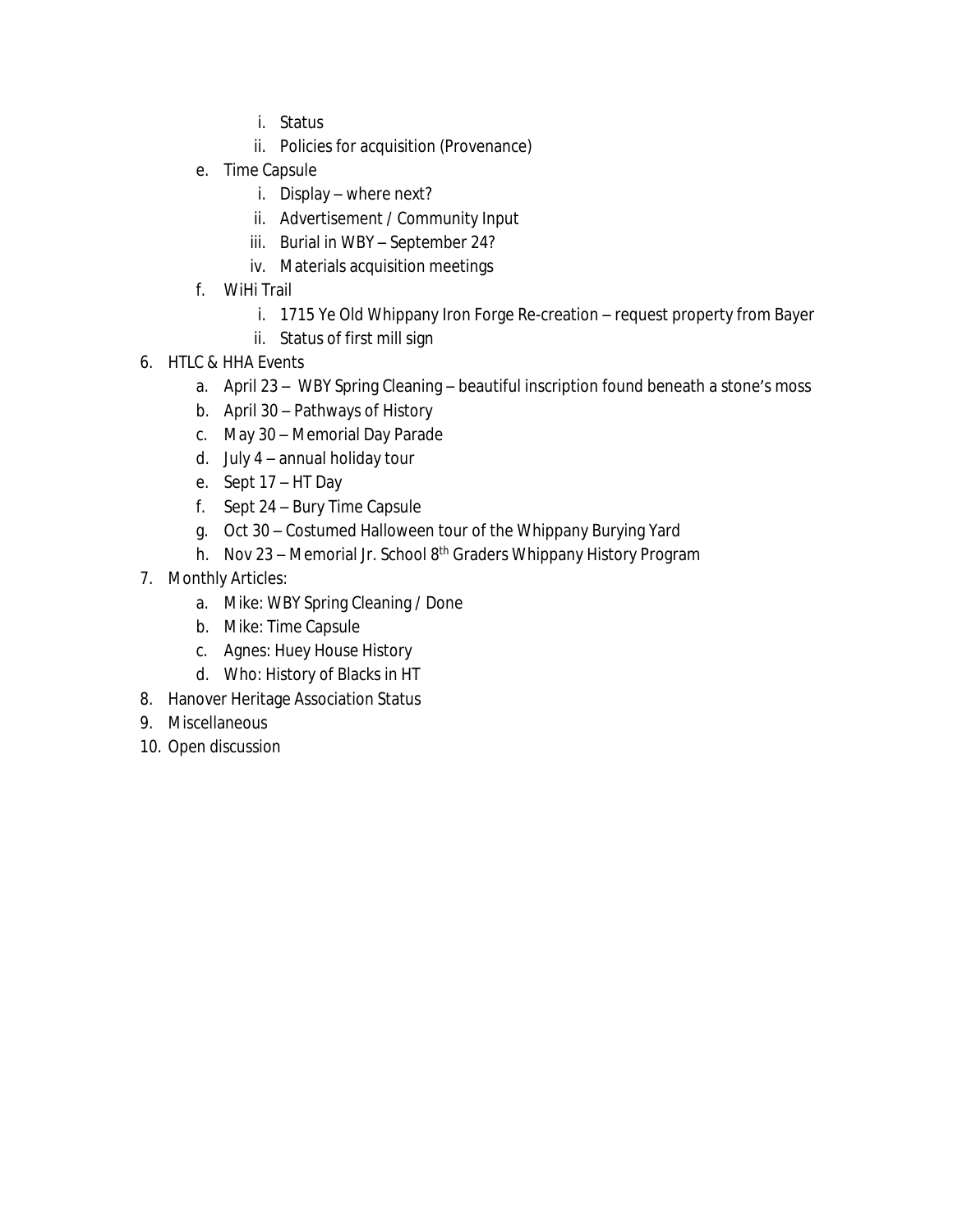i. Status
      ii. Policies for acquisition (Provenance)
   e. Time Capsule
      i. Display – where next?
      ii. Advertisement / Community Input
      iii. Burial in WBY – September 24?
      iv. Materials acquisition meetings
   f. WiHi Trail
      i. 1715 Ye Old Whippany Iron Forge Re-creation – request property from Bayer
      ii. Status of first mill sign
6. HTLC & HHA Events
   a. April 23 – WBY Spring Cleaning – beautiful inscription found beneath a stone's moss
   b. April 30 – Pathways of History
   c. May 30 – Memorial Day Parade
   d. July 4 – annual holiday tour
   e. Sept 17 – HT Day
   f. Sept 24 – Bury Time Capsule
   g. Oct 30 – Costumed Halloween tour of the Whippany Burying Yard
   h. Nov 23 – Memorial Jr. School 8th Graders Whippany History Program
7. Monthly Articles:
   a. Mike: WBY Spring Cleaning / Done
   b. Mike: Time Capsule
   c. Agnes: Huey House History
   d. Who: History of Blacks in HT
8. Hanover Heritage Association Status
9. Miscellaneous
10. Open discussion